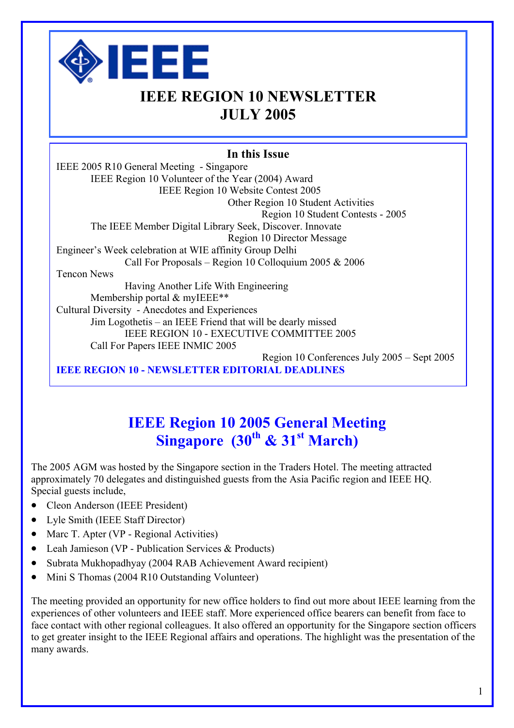IEEE

# IEEE REGION 10 NEWSLETTER
# JULY 2005

**In this Issue**

IEEE 2005 R10 General Meeting - Singapore
IEEE Region 10 Volunteer of the Year (2004) Award
IEEE Region 10 Website Contest 2005
Other Region 10 Student Activities
Region 10 Student Contests - 2005
The IEEE Member Digital Library Seek, Discover. Innovate
Region 10 Director Message
Engineer's Week celebration at WIE affinity Group Delhi
Call For Proposals – Region 10 Colloquium 2005 & 2006
Tencon News
Having Another Life With Engineering
Membership portal & myIEEE**
Cultural Diversity - Anecdotes and Experiences
Jim Logothetis – an IEEE Friend that will be dearly missed
IEEE REGION 10 - EXECUTIVE COMMITTEE 2005
Call For Papers IEEE INMIC 2005
Region 10 Conferences July 2005 – Sept 2005
**IEEE REGION 10 - NEWSLETTER EDITORIAL DEADLINES**

## IEEE Region 10 2005 General Meeting Singapore (30th & 31st March)

The 2005 AGM was hosted by the Singapore section in the Traders Hotel. The meeting attracted approximately 70 delegates and distinguished guests from the Asia Pacific region and IEEE HQ. Special guests include,

- Cleon Anderson (IEEE President)
- Lyle Smith (IEEE Staff Director)
- Marc T. Apter (VP - Regional Activities)
- Leah Jamieson (VP - Publication Services & Products)
- Subrata Mukhopadhyay (2004 RAB Achievement Award recipient)
- Mini S Thomas (2004 R10 Outstanding Volunteer)

The meeting provided an opportunity for new office holders to find out more about IEEE learning from the experiences of other volunteers and IEEE staff. More experienced office bearers can benefit from face to face contact with other regional colleagues. It also offered an opportunity for the Singapore section officers to get greater insight to the IEEE Regional affairs and operations. The highlight was the presentation of the many awards.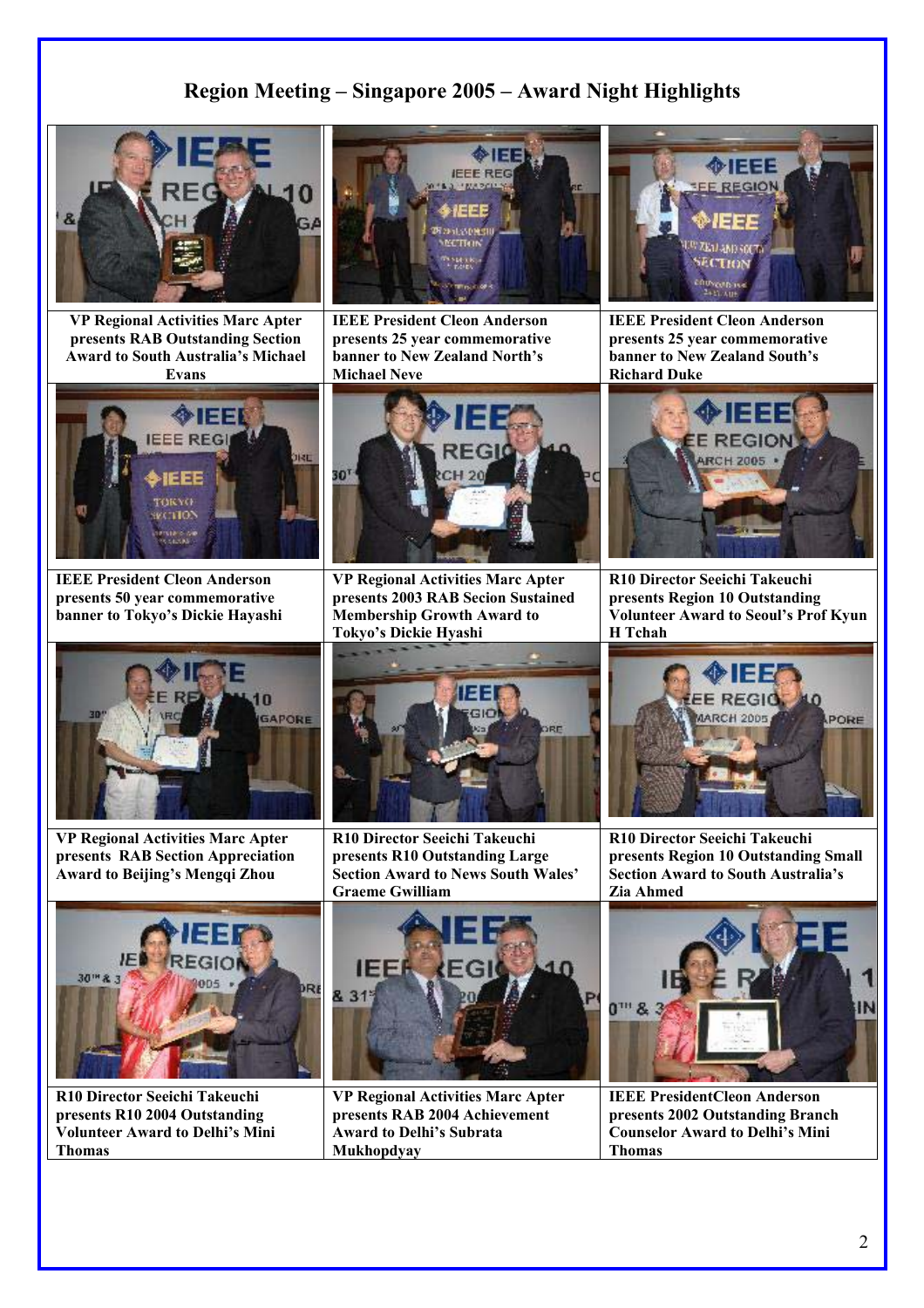# Region Meeting – Singapore 2005 – Award Night Highlights

**VP Regional Activities Marc Apter presents RAB Outstanding Section Award to South Australia's Michael Evans**

**IEEE President Cleon Anderson presents 25 year commemorative banner to New Zealand North's Michael Neve**

**IEEE President Cleon Anderson presents 25 year commemorative banner to New Zealand South's Richard Duke**

**IEEE President Cleon Anderson presents 50 year commemorative banner to Tokyo's Dickie Hayashi**

**VP Regional Activities Marc Apter presents 2003 RAB Secion Sustained Membership Growth Award to Tokyo's Dickie Hyashi**

**R10 Director Seeichi Takeuchi presents Region 10 Outstanding Volunteer Award to Seoul's Prof Kyun H Tchah**

**VP Regional Activities Marc Apter presents RAB Section Appreciation Award to Beijing's Mengqi Zhou**

**R10 Director Seeichi Takeuchi presents R10 Outstanding Large Section Award to News South Wales' Graeme Gwilliam**

**R10 Director Seeichi Takeuchi presents Region 10 Outstanding Small Section Award to South Australia's Zia Ahmed**

**R10 Director Seeichi Takeuchi presents R10 2004 Outstanding Volunteer Award to Delhi's Mini Thomas**

**VP Regional Activities Marc Apter presents RAB 2004 Achievement Award to Delhi's Subrata Mukhopdyay**

**IEEE PresidentCleon Anderson presents 2002 Outstanding Branch Counselor Award to Delhi's Mini Thomas**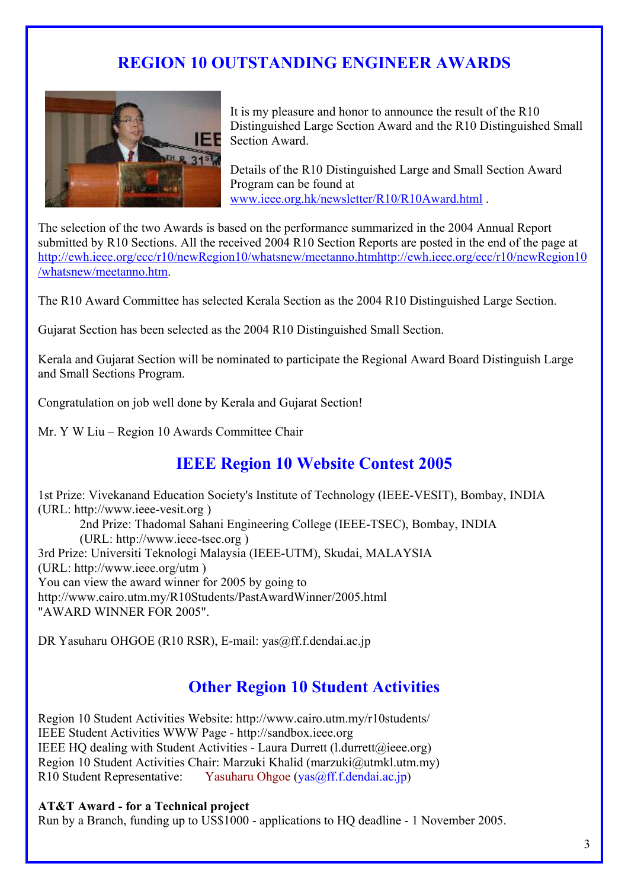## REGION 10 OUTSTANDING ENGINEER AWARDS

It is my pleasure and honor to announce the result of the R10 Distinguished Large Section Award and the R10 Distinguished Small Section Award.

Details of the R10 Distinguished Large and Small Section Award Program can be found at www.ieee.org.hk/newsletter/R10/R10Award.html .

The selection of the two Awards is based on the performance summarized in the 2004 Annual Report submitted by R10 Sections. All the received 2004 R10 Section Reports are posted in the end of the page at http://ewh.ieee.org/ecc/r10/newRegion10/whatsnew/meetanno.htmhttp://ewh.ieee.org/ecc/r10/newRegion10/whatsnew/meetanno.htm.

The R10 Award Committee has selected Kerala Section as the 2004 R10 Distinguished Large Section.

Gujarat Section has been selected as the 2004 R10 Distinguished Small Section.

Kerala and Gujarat Section will be nominated to participate the Regional Award Board Distinguish Large and Small Sections Program.

Congratulation on job well done by Kerala and Gujarat Section!

Mr. Y W Liu – Region 10 Awards Committee Chair

## IEEE Region 10 Website Contest 2005

1st Prize: Vivekanand Education Society's Institute of Technology (IEEE-VESIT), Bombay, INDIA (URL: http://www.ieee-vesit.org )

2nd Prize: Thadomal Sahani Engineering College (IEEE-TSEC), Bombay, INDIA (URL: http://www.ieee-tsec.org )

3rd Prize: Universiti Teknologi Malaysia (IEEE-UTM), Skudai, MALAYSIA (URL: http://www.ieee.org/utm )

You can view the award winner for 2005 by going to http://www.cairo.utm.my/R10Students/PastAwardWinner/2005.html "AWARD WINNER FOR 2005".

DR Yasuharu OHGOE (R10 RSR), E-mail: yas@ff.f.dendai.ac.jp

## Other Region 10 Student Activities

Region 10 Student Activities Website: http://www.cairo.utm.my/r10students/
IEEE Student Activities WWW Page - http://sandbox.ieee.org
IEEE HQ dealing with Student Activities - Laura Durrett (l.durrett@ieee.org)
Region 10 Student Activities Chair: Marzuki Khalid (marzuki@utmkl.utm.my)
R10 Student Representative: Yasuharu Ohgoe (yas@ff.f.dendai.ac.jp)

**AT&T Award - for a Technical project**
Run by a Branch, funding up to US$1000 - applications to HQ deadline - 1 November 2005.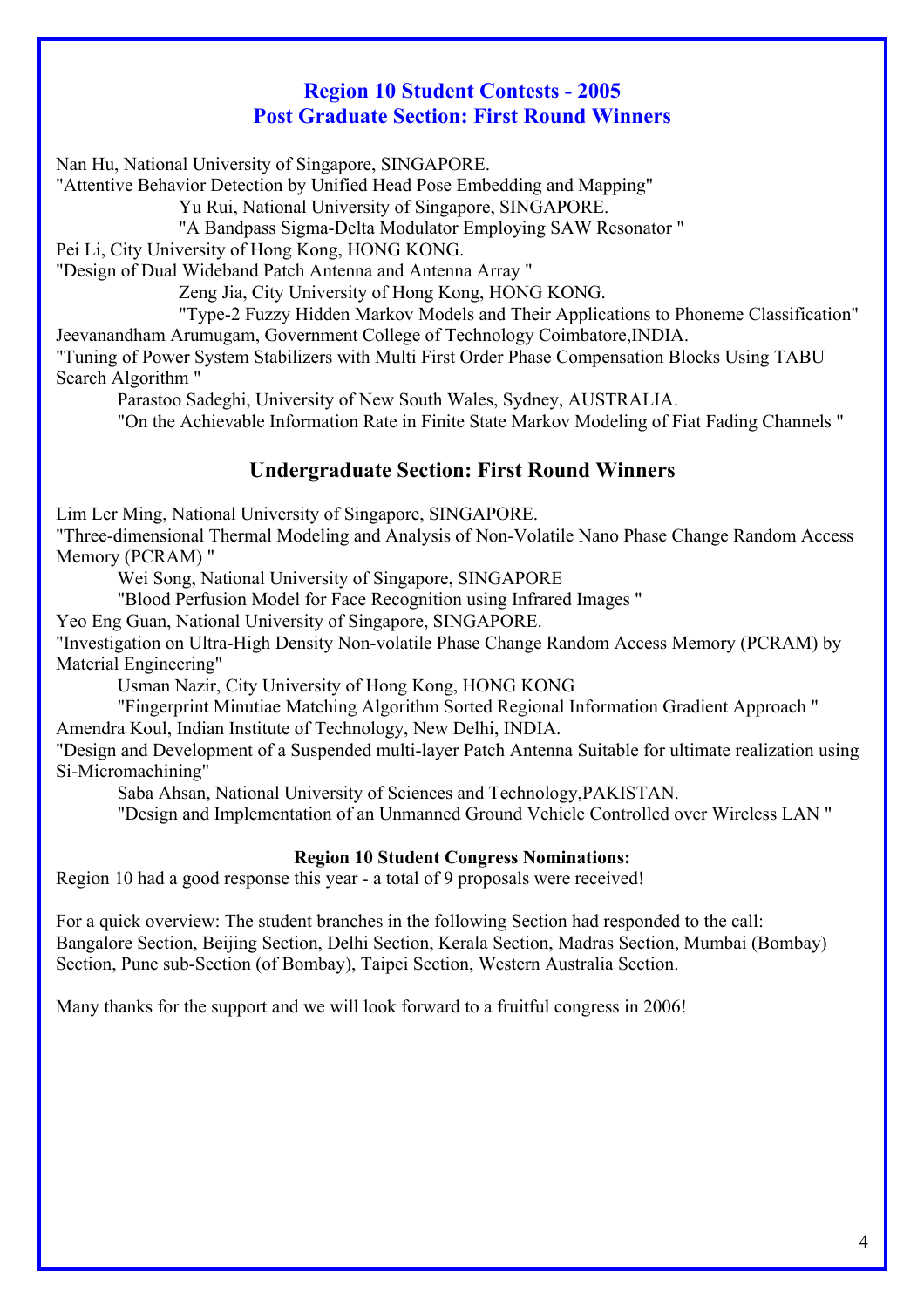## Region 10 Student Contests - 2005
## Post Graduate Section: First Round Winners

Nan Hu, National University of Singapore, SINGAPORE.
"Attentive Behavior Detection by Unified Head Pose Embedding and Mapping"

Yu Rui, National University of Singapore, SINGAPORE.
"A Bandpass Sigma-Delta Modulator Employing SAW Resonator "

Pei Li, City University of Hong Kong, HONG KONG.
"Design of Dual Wideband Patch Antenna and Antenna Array "

Zeng Jia, City University of Hong Kong, HONG KONG.
"Type-2 Fuzzy Hidden Markov Models and Their Applications to Phoneme Classification"

Jeevanandham Arumugam, Government College of Technology Coimbatore,INDIA.
"Tuning of Power System Stabilizers with Multi First Order Phase Compensation Blocks Using TABU Search Algorithm "

Parastoo Sadeghi, University of New South Wales, Sydney, AUSTRALIA.
"On the Achievable Information Rate in Finite State Markov Modeling of Fiat Fading Channels "

## Undergraduate Section: First Round Winners

Lim Ler Ming, National University of Singapore, SINGAPORE.
"Three-dimensional Thermal Modeling and Analysis of Non-Volatile Nano Phase Change Random Access Memory (PCRAM) "

Wei Song, National University of Singapore, SINGAPORE
"Blood Perfusion Model for Face Recognition using Infrared Images "

Yeo Eng Guan, National University of Singapore, SINGAPORE.
"Investigation on Ultra-High Density Non-volatile Phase Change Random Access Memory (PCRAM) by Material Engineering"

Usman Nazir, City University of Hong Kong, HONG KONG
"Fingerprint Minutiae Matching Algorithm Sorted Regional Information Gradient Approach "

Amendra Koul, Indian Institute of Technology, New Delhi, INDIA.
"Design and Development of a Suspended multi-layer Patch Antenna Suitable for ultimate realization using Si-Micromachining"

Saba Ahsan, National University of Sciences and Technology,PAKISTAN.
"Design and Implementation of an Unmanned Ground Vehicle Controlled over Wireless LAN "

### Region 10 Student Congress Nominations:

Region 10 had a good response this year - a total of 9 proposals were received!

For a quick overview: The student branches in the following Section had responded to the call: Bangalore Section, Beijing Section, Delhi Section, Kerala Section, Madras Section, Mumbai (Bombay) Section, Pune sub-Section (of Bombay), Taipei Section, Western Australia Section.

Many thanks for the support and we will look forward to a fruitful congress in 2006!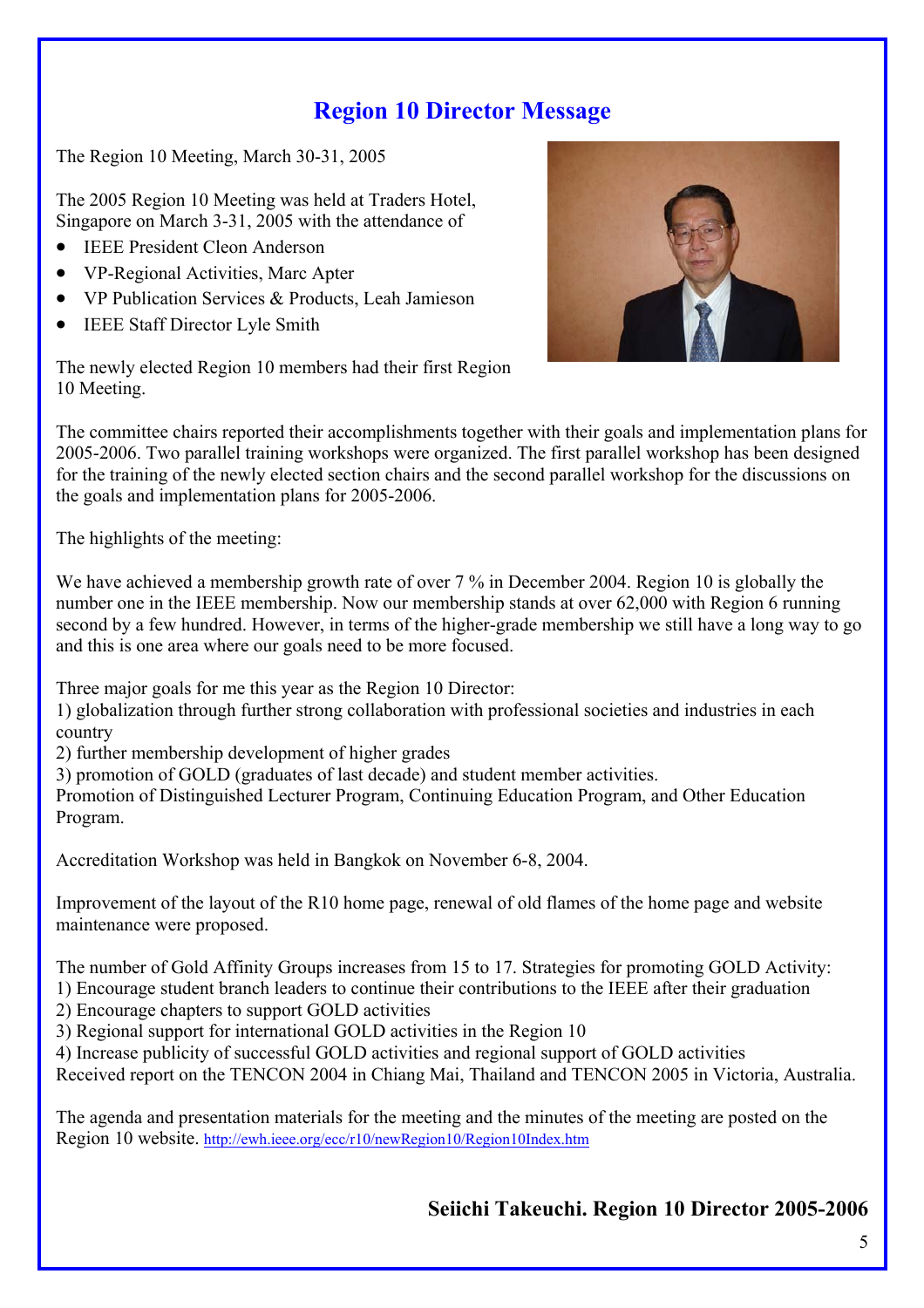## Region 10 Director Message

The Region 10 Meeting, March 30-31, 2005

The 2005 Region 10 Meeting was held at Traders Hotel, Singapore on March 3-31, 2005 with the attendance of

- IEEE President Cleon Anderson
- VP-Regional Activities, Marc Apter
- VP Publication Services & Products, Leah Jamieson
- IEEE Staff Director Lyle Smith

The newly elected Region 10 members had their first Region 10 Meeting.

The committee chairs reported their accomplishments together with their goals and implementation plans for 2005-2006. Two parallel training workshops were organized. The first parallel workshop has been designed for the training of the newly elected section chairs and the second parallel workshop for the discussions on the goals and implementation plans for 2005-2006.

The highlights of the meeting:

We have achieved a membership growth rate of over 7 % in December 2004. Region 10 is globally the number one in the IEEE membership. Now our membership stands at over 62,000 with Region 6 running second by a few hundred. However, in terms of the higher-grade membership we still have a long way to go and this is one area where our goals need to be more focused.

Three major goals for me this year as the Region 10 Director:
1) globalization through further strong collaboration with professional societies and industries in each country
2) further membership development of higher grades
3) promotion of GOLD (graduates of last decade) and student member activities.
Promotion of Distinguished Lecturer Program, Continuing Education Program, and Other Education Program.

Accreditation Workshop was held in Bangkok on November 6-8, 2004.

Improvement of the layout of the R10 home page, renewal of old flames of the home page and website maintenance were proposed.

The number of Gold Affinity Groups increases from 15 to 17. Strategies for promoting GOLD Activity:
1) Encourage student branch leaders to continue their contributions to the IEEE after their graduation
2) Encourage chapters to support GOLD activities
3) Regional support for international GOLD activities in the Region 10
4) Increase publicity of successful GOLD activities and regional support of GOLD activities
Received report on the TENCON 2004 in Chiang Mai, Thailand and TENCON 2005 in Victoria, Australia.

The agenda and presentation materials for the meeting and the minutes of the meeting are posted on the Region 10 website. http://ewh.ieee.org/ecc/r10/newRegion10/Region10Index.htm

**Seiichi Takeuchi. Region 10 Director 2005-2006**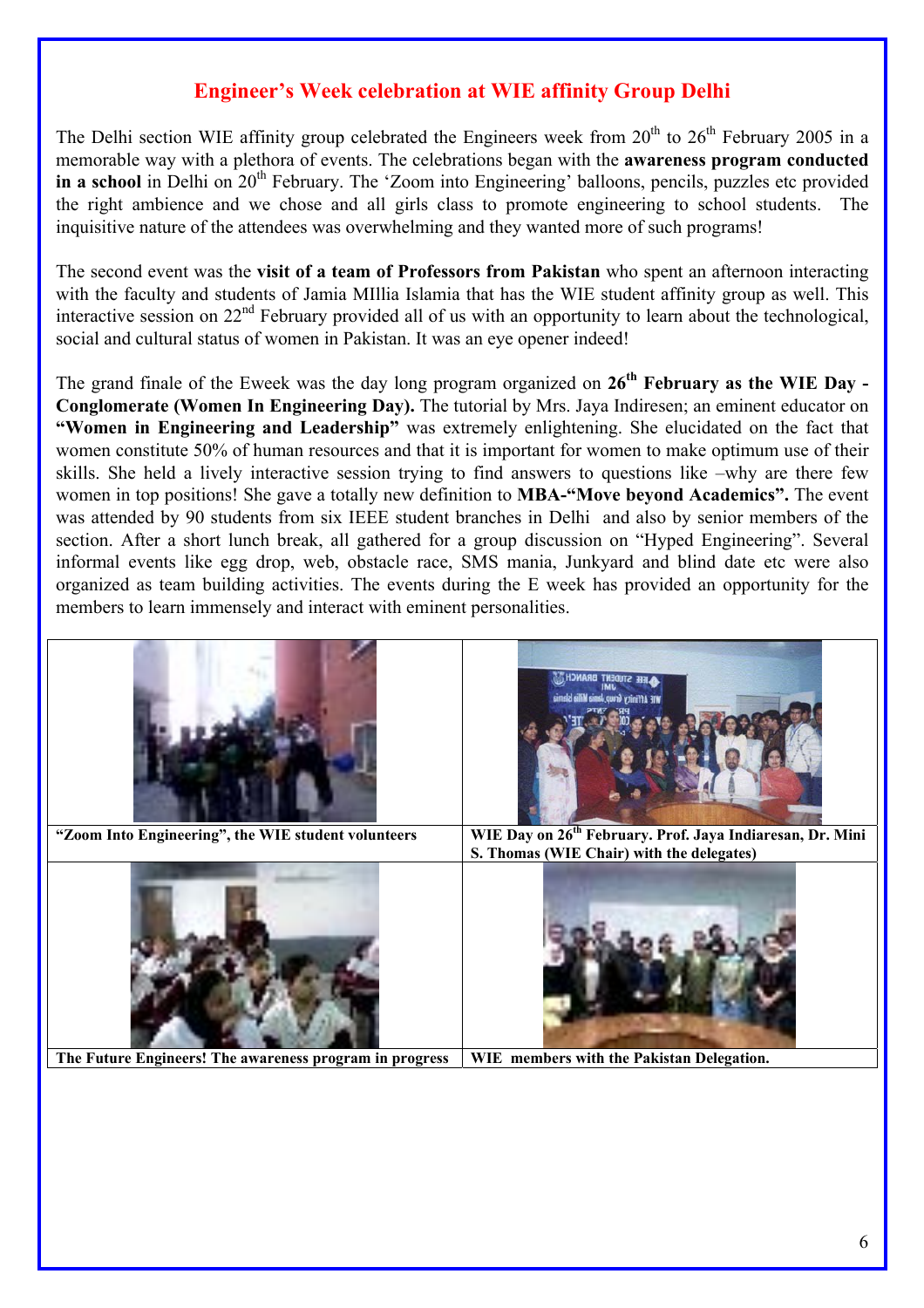## Engineer's Week celebration at WIE affinity Group Delhi

The Delhi section WIE affinity group celebrated the Engineers week from 20th to 26th February 2005 in a memorable way with a plethora of events. The celebrations began with the **awareness program conducted in a school** in Delhi on 20th February. The 'Zoom into Engineering' balloons, pencils, puzzles etc provided the right ambience and we chose and all girls class to promote engineering to school students. The inquisitive nature of the attendees was overwhelming and they wanted more of such programs!

The second event was the **visit of a team of Professors from Pakistan** who spent an afternoon interacting with the faculty and students of Jamia MIllia Islamia that has the WIE student affinity group as well. This interactive session on 22nd February provided all of us with an opportunity to learn about the technological, social and cultural status of women in Pakistan. It was an eye opener indeed!

The grand finale of the Eweek was the day long program organized on **26th February as the WIE Day - Conglomerate (Women In Engineering Day).** The tutorial by Mrs. Jaya Indiresen; an eminent educator on **"Women in Engineering and Leadership"** was extremely enlightening. She elucidated on the fact that women constitute 50% of human resources and that it is important for women to make optimum use of their skills. She held a lively interactive session trying to find answers to questions like –why are there few women in top positions! She gave a totally new definition to **MBA-"Move beyond Academics".** The event was attended by 90 students from six IEEE student branches in Delhi and also by senior members of the section. After a short lunch break, all gathered for a group discussion on "Hyped Engineering". Several informal events like egg drop, web, obstacle race, SMS mania, Junkyard and blind date etc were also organized as team building activities. The events during the E week has provided an opportunity for the members to learn immensely and interact with eminent personalities.

**"Zoom Into Engineering", the WIE student volunteers**

**WIE Day on 26th February. Prof. Jaya Indiaresan, Dr. Mini S. Thomas (WIE Chair) with the delegates)**

**The Future Engineers! The awareness program in progress**

**WIE members with the Pakistan Delegation.**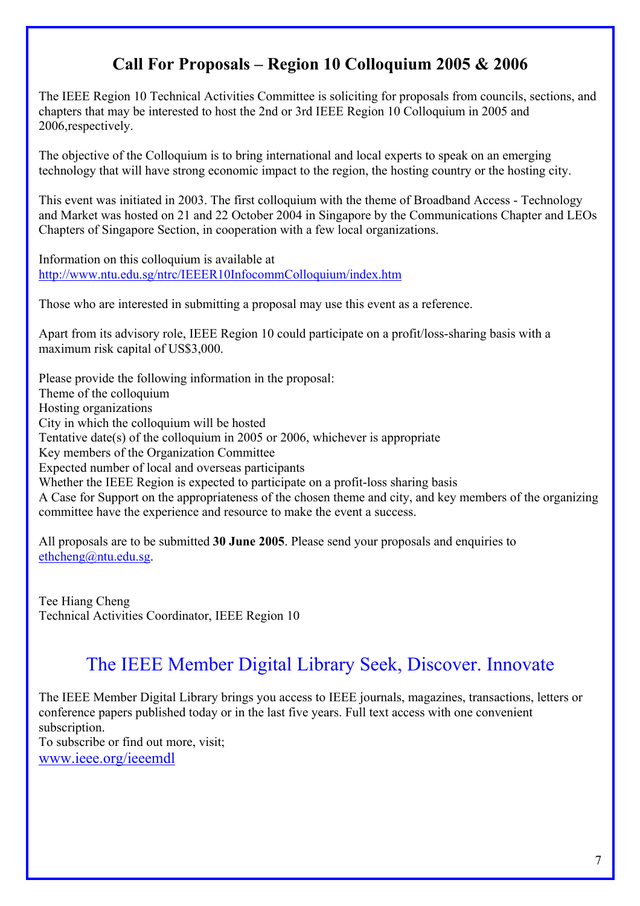# Call For Proposals – Region 10 Colloquium 2005 & 2006

The IEEE Region 10 Technical Activities Committee is soliciting for proposals from councils, sections, and chapters that may be interested to host the 2nd or 3rd IEEE Region 10 Colloquium in 2005 and 2006,respectively.

The objective of the Colloquium is to bring international and local experts to speak on an emerging technology that will have strong economic impact to the region, the hosting country or the hosting city.

This event was initiated in 2003. The first colloquium with the theme of Broadband Access - Technology and Market was hosted on 21 and 22 October 2004 in Singapore by the Communications Chapter and LEOs Chapters of Singapore Section, in cooperation with a few local organizations.

Information on this colloquium is available at
http://www.ntu.edu.sg/ntrc/IEEER10InfocommColloquium/index.htm

Those who are interested in submitting a proposal may use this event as a reference.

Apart from its advisory role, IEEE Region 10 could participate on a profit/loss-sharing basis with a maximum risk capital of US$3,000.

Please provide the following information in the proposal:
Theme of the colloquium
Hosting organizations
City in which the colloquium will be hosted
Tentative date(s) of the colloquium in 2005 or 2006, whichever is appropriate
Key members of the Organization Committee
Expected number of local and overseas participants
Whether the IEEE Region is expected to participate on a profit-loss sharing basis
A Case for Support on the appropriateness of the chosen theme and city, and key members of the organizing committee have the experience and resource to make the event a success.

All proposals are to be submitted **30 June 2005**. Please send your proposals and enquiries to ethcheng@ntu.edu.sg.

Tee Hiang Cheng
Technical Activities Coordinator, IEEE Region 10

# The IEEE Member Digital Library Seek, Discover. Innovate

The IEEE Member Digital Library brings you access to IEEE journals, magazines, transactions, letters or conference papers published today or in the last five years. Full text access with one convenient subscription.
To subscribe or find out more, visit;
www.ieee.org/ieeemdl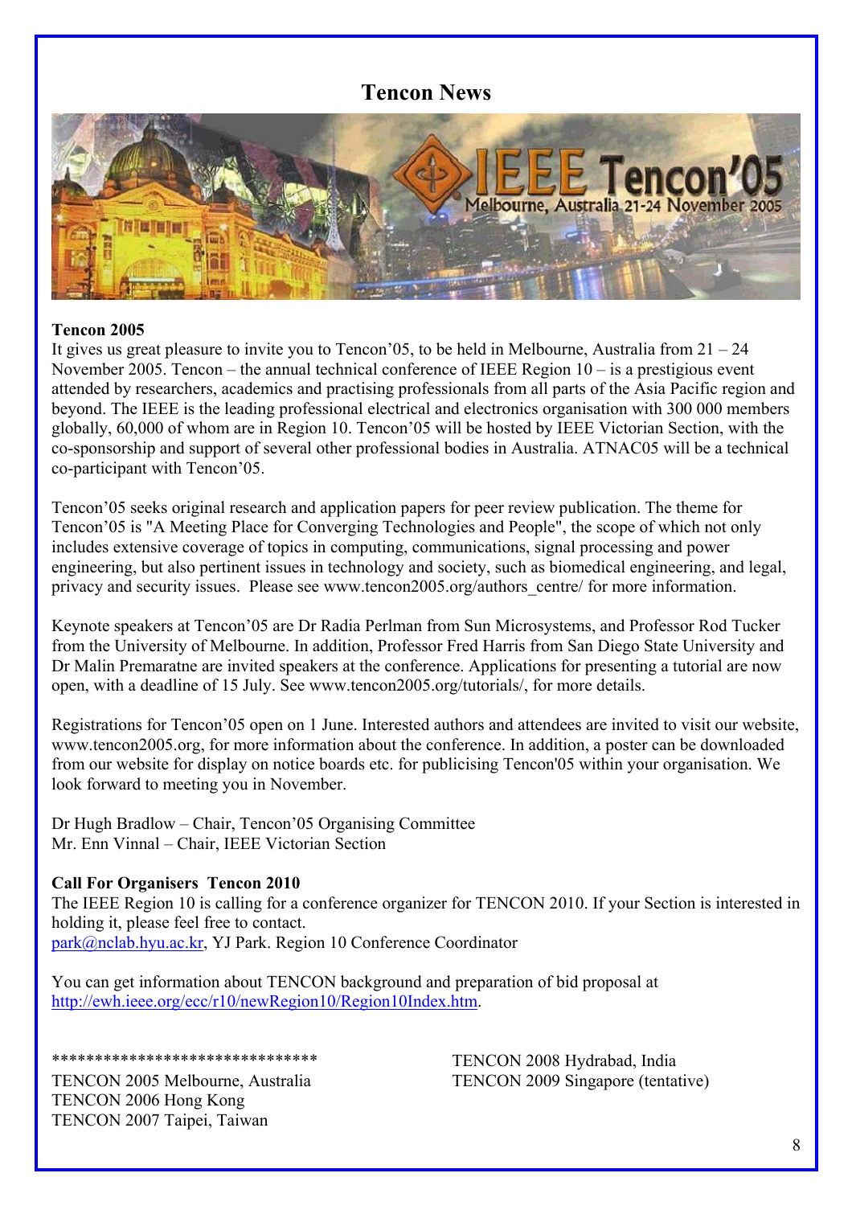# Tencon News

### Tencon 2005

It gives us great pleasure to invite you to Tencon'05, to be held in Melbourne, Australia from 21 – 24 November 2005. Tencon – the annual technical conference of IEEE Region 10 – is a prestigious event attended by researchers, academics and practising professionals from all parts of the Asia Pacific region and beyond. The IEEE is the leading professional electrical and electronics organisation with 300 000 members globally, 60,000 of whom are in Region 10. Tencon'05 will be hosted by IEEE Victorian Section, with the co-sponsorship and support of several other professional bodies in Australia. ATNAC05 will be a technical co-participant with Tencon'05.

Tencon'05 seeks original research and application papers for peer review publication. The theme for Tencon'05 is "A Meeting Place for Converging Technologies and People", the scope of which not only includes extensive coverage of topics in computing, communications, signal processing and power engineering, but also pertinent issues in technology and society, such as biomedical engineering, and legal, privacy and security issues. Please see www.tencon2005.org/authors_centre/ for more information.

Keynote speakers at Tencon'05 are Dr Radia Perlman from Sun Microsystems, and Professor Rod Tucker from the University of Melbourne. In addition, Professor Fred Harris from San Diego State University and Dr Malin Premaratne are invited speakers at the conference. Applications for presenting a tutorial are now open, with a deadline of 15 July. See www.tencon2005.org/tutorials/, for more details.

Registrations for Tencon'05 open on 1 June. Interested authors and attendees are invited to visit our website, www.tencon2005.org, for more information about the conference. In addition, a poster can be downloaded from our website for display on notice boards etc. for publicising Tencon'05 within your organisation. We look forward to meeting you in November.

Dr Hugh Bradlow – Chair, Tencon'05 Organising Committee
Mr. Enn Vinnal – Chair, IEEE Victorian Section

### Call For Organisers Tencon 2010

The IEEE Region 10 is calling for a conference organizer for TENCON 2010. If your Section is interested in holding it, please feel free to contact.
park@nclab.hyu.ac.kr, YJ Park. Region 10 Conference Coordinator

You can get information about TENCON background and preparation of bid proposal at http://ewh.ieee.org/ecc/r10/newRegion10/Region10Index.htm.

******************************

TENCON 2005 Melbourne, Australia
TENCON 2006 Hong Kong
TENCON 2007 Taipei, Taiwan
TENCON 2008 Hydrabad, India
TENCON 2009 Singapore (tentative)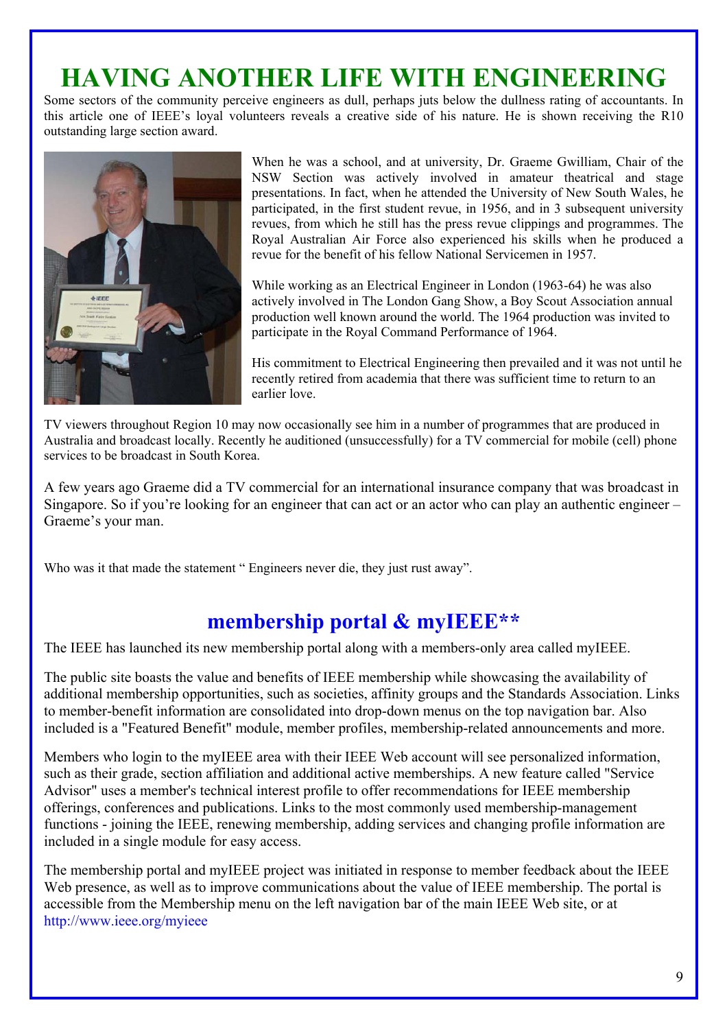# HAVING ANOTHER LIFE WITH ENGINEERING

Some sectors of the community perceive engineers as dull, perhaps juts below the dullness rating of accountants. In this article one of IEEE's loyal volunteers reveals a creative side of his nature. He is shown receiving the R10 outstanding large section award.

When he was a school, and at university, Dr. Graeme Gwilliam, Chair of the NSW Section was actively involved in amateur theatrical and stage presentations. In fact, when he attended the University of New South Wales, he participated, in the first student revue, in 1956, and in 3 subsequent university revues, from which he still has the press revue clippings and programmes. The Royal Australian Air Force also experienced his skills when he produced a revue for the benefit of his fellow National Servicemen in 1957.

While working as an Electrical Engineer in London (1963-64) he was also actively involved in The London Gang Show, a Boy Scout Association annual production well known around the world. The 1964 production was invited to participate in the Royal Command Performance of 1964.

His commitment to Electrical Engineering then prevailed and it was not until he recently retired from academia that there was sufficient time to return to an earlier love.

TV viewers throughout Region 10 may now occasionally see him in a number of programmes that are produced in Australia and broadcast locally. Recently he auditioned (unsuccessfully) for a TV commercial for mobile (cell) phone services to be broadcast in South Korea.

A few years ago Graeme did a TV commercial for an international insurance company that was broadcast in Singapore. So if you're looking for an engineer that can act or an actor who can play an authentic engineer – Graeme's your man.

Who was it that made the statement " Engineers never die, they just rust away".

## membership portal & myIEEE**

The IEEE has launched its new membership portal along with a members-only area called myIEEE.

The public site boasts the value and benefits of IEEE membership while showcasing the availability of additional membership opportunities, such as societies, affinity groups and the Standards Association. Links to member-benefit information are consolidated into drop-down menus on the top navigation bar. Also included is a "Featured Benefit" module, member profiles, membership-related announcements and more.

Members who login to the myIEEE area with their IEEE Web account will see personalized information, such as their grade, section affiliation and additional active memberships. A new feature called "Service Advisor" uses a member's technical interest profile to offer recommendations for IEEE membership offerings, conferences and publications. Links to the most commonly used membership-management functions - joining the IEEE, renewing membership, adding services and changing profile information are included in a single module for easy access.

The membership portal and myIEEE project was initiated in response to member feedback about the IEEE Web presence, as well as to improve communications about the value of IEEE membership. The portal is accessible from the Membership menu on the left navigation bar of the main IEEE Web site, or at http://www.ieee.org/myieee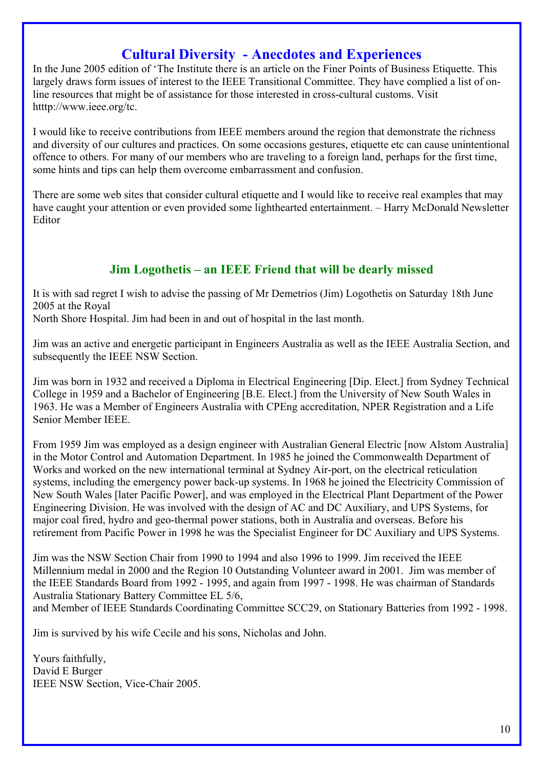## Cultural Diversity - Anecdotes and Experiences

In the June 2005 edition of 'The Institute there is an article on the Finer Points of Business Etiquette. This largely draws form issues of interest to the IEEE Transitional Committee. They have complied a list of on-line resources that might be of assistance for those interested in cross-cultural customs. Visit htttp://www.ieee.org/tc.

I would like to receive contributions from IEEE members around the region that demonstrate the richness and diversity of our cultures and practices. On some occasions gestures, etiquette etc can cause unintentional offence to others. For many of our members who are traveling to a foreign land, perhaps for the first time, some hints and tips can help them overcome embarrassment and confusion.

There are some web sites that consider cultural etiquette and I would like to receive real examples that may have caught your attention or even provided some lighthearted entertainment. – Harry McDonald Newsletter Editor

## Jim Logothetis – an IEEE Friend that will be dearly missed

It is with sad regret I wish to advise the passing of Mr Demetrios (Jim) Logothetis on Saturday 18th June 2005 at the Royal
North Shore Hospital. Jim had been in and out of hospital in the last month.

Jim was an active and energetic participant in Engineers Australia as well as the IEEE Australia Section, and subsequently the IEEE NSW Section.

Jim was born in 1932 and received a Diploma in Electrical Engineering [Dip. Elect.] from Sydney Technical College in 1959 and a Bachelor of Engineering [B.E. Elect.] from the University of New South Wales in 1963. He was a Member of Engineers Australia with CPEng accreditation, NPER Registration and a Life Senior Member IEEE.

From 1959 Jim was employed as a design engineer with Australian General Electric [now Alstom Australia] in the Motor Control and Automation Department. In 1985 he joined the Commonwealth Department of Works and worked on the new international terminal at Sydney Air-port, on the electrical reticulation systems, including the emergency power back-up systems. In 1968 he joined the Electricity Commission of New South Wales [later Pacific Power], and was employed in the Electrical Plant Department of the Power Engineering Division. He was involved with the design of AC and DC Auxiliary, and UPS Systems, for major coal fired, hydro and geo-thermal power stations, both in Australia and overseas. Before his retirement from Pacific Power in 1998 he was the Specialist Engineer for DC Auxiliary and UPS Systems.

Jim was the NSW Section Chair from 1990 to 1994 and also 1996 to 1999. Jim received the IEEE Millennium medal in 2000 and the Region 10 Outstanding Volunteer award in 2001. Jim was member of the IEEE Standards Board from 1992 - 1995, and again from 1997 - 1998. He was chairman of Standards Australia Stationary Battery Committee EL 5/6,
and Member of IEEE Standards Coordinating Committee SCC29, on Stationary Batteries from 1992 - 1998.

Jim is survived by his wife Cecile and his sons, Nicholas and John.

Yours faithfully,
David E Burger
IEEE NSW Section, Vice-Chair 2005.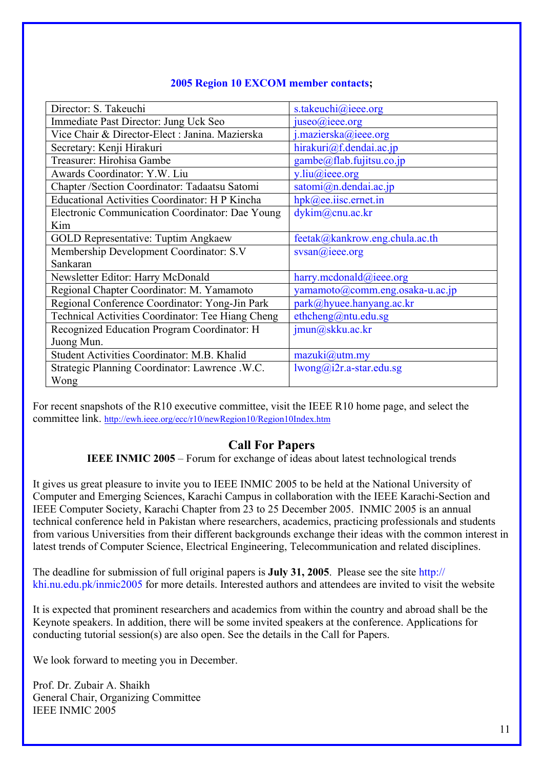**2005 Region 10 EXCOM member contacts;**

| | |
|---|---|
| Director: S. Takeuchi | s.takeuchi@ieee.org |
| Immediate Past Director: Jung Uck Seo | juseo@ieee.org |
| Vice Chair & Director-Elect : Janina. Mazierska | j.mazierska@ieee.org |
| Secretary: Kenji Hirakuri | hirakuri@f.dendai.ac.jp |
| Treasurer: Hirohisa Gambe | gambe@flab.fujitsu.co.jp |
| Awards Coordinator: Y.W. Liu | y.liu@ieee.org |
| Chapter /Section Coordinator: Tadaatsu Satomi | satomi@n.dendai.ac.jp |
| Educational Activities Coordinator: H P Kincha | hpk@ee.iisc.ernet.in |
| Electronic Communication Coordinator: Dae Young Kim | dykim@cnu.ac.kr |
| GOLD Representative: Tuptim Angkaew | feetak@kankrow.eng.chula.ac.th |
| Membership Development Coordinator: S.V Sankaran | svsan@ieee.org |
| Newsletter Editor: Harry McDonald | harry.mcdonald@ieee.org |
| Regional Chapter Coordinator: M. Yamamoto | yamamoto@comm.eng.osaka-u.ac.jp |
| Regional Conference Coordinator: Yong-Jin Park | park@hyuee.hanyang.ac.kr |
| Technical Activities Coordinator: Tee Hiang Cheng | ethcheng@ntu.edu.sg |
| Recognized Education Program Coordinator: H Juong Mun. | jmun@skku.ac.kr |
| Student Activities Coordinator: M.B. Khalid | mazuki@utm.my |
| Strategic Planning Coordinator: Lawrence .W.C. Wong | lwong@i2r.a-star.edu.sg |

For recent snapshots of the R10 executive committee, visit the IEEE R10 home page, and select the committee link. http://ewh.ieee.org/ecc/r10/newRegion10/Region10Index.htm

## Call For Papers

**IEEE INMIC 2005** – Forum for exchange of ideas about latest technological trends

It gives us great pleasure to invite you to IEEE INMIC 2005 to be held at the National University of Computer and Emerging Sciences, Karachi Campus in collaboration with the IEEE Karachi-Section and IEEE Computer Society, Karachi Chapter from 23 to 25 December 2005. INMIC 2005 is an annual technical conference held in Pakistan where researchers, academics, practicing professionals and students from various Universities from their different backgrounds exchange their ideas with the common interest in latest trends of Computer Science, Electrical Engineering, Telecommunication and related disciplines.

The deadline for submission of full original papers is **July 31, 2005**. Please see the site http://khi.nu.edu.pk/inmic2005 for more details. Interested authors and attendees are invited to visit the website

It is expected that prominent researchers and academics from within the country and abroad shall be the Keynote speakers. In addition, there will be some invited speakers at the conference. Applications for conducting tutorial session(s) are also open. See the details in the Call for Papers.

We look forward to meeting you in December.

Prof. Dr. Zubair A. Shaikh
General Chair, Organizing Committee
IEEE INMIC 2005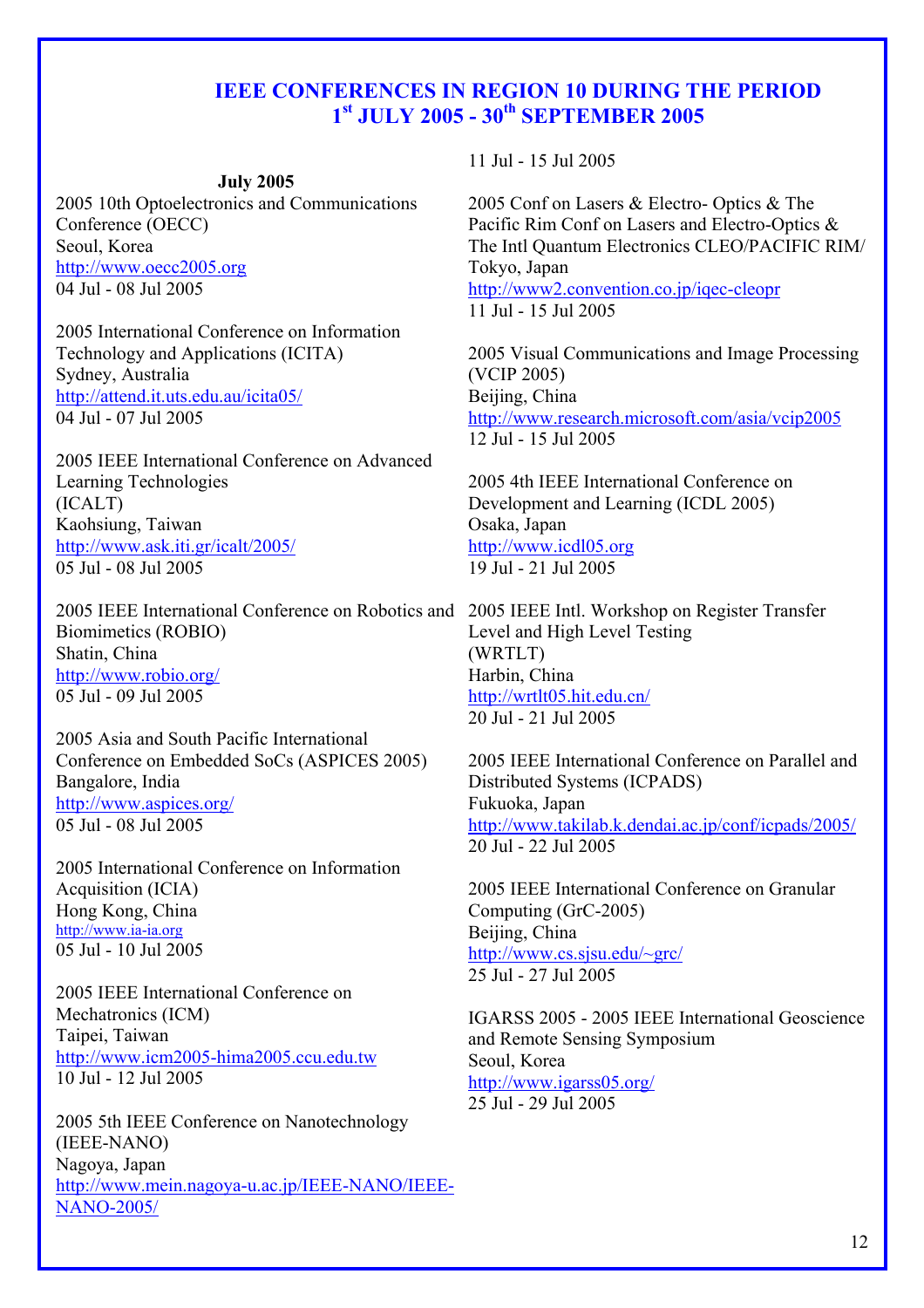# IEEE CONFERENCES IN REGION 10 DURING THE PERIOD 1st JULY 2005 - 30th SEPTEMBER 2005

**July 2005**

2005 10th Optoelectronics and Communications Conference (OECC)
Seoul, Korea
http://www.oecc2005.org
04 Jul - 08 Jul 2005

2005 International Conference on Information Technology and Applications (ICITA)
Sydney, Australia
http://attend.it.uts.edu.au/icita05/
04 Jul - 07 Jul 2005

2005 IEEE International Conference on Advanced Learning Technologies
(ICALT)
Kaohsiung, Taiwan
http://www.ask.iti.gr/icalt/2005/
05 Jul - 08 Jul 2005

2005 IEEE International Conference on Robotics and Biomimetics (ROBIO)
Shatin, China
http://www.robio.org/
05 Jul - 09 Jul 2005

2005 Asia and South Pacific International Conference on Embedded SoCs (ASPICES 2005)
Bangalore, India
http://www.aspices.org/
05 Jul - 08 Jul 2005

2005 International Conference on Information Acquisition (ICIA)
Hong Kong, China
http://www.ia-ia.org
05 Jul - 10 Jul 2005

2005 IEEE International Conference on Mechatronics (ICM)
Taipei, Taiwan
http://www.icm2005-hima2005.ccu.edu.tw
10 Jul - 12 Jul 2005

2005 5th IEEE Conference on Nanotechnology (IEEE-NANO)
Nagoya, Japan
http://www.mein.nagoya-u.ac.jp/IEEE-NANO/IEEE-NANO-2005/
11 Jul - 15 Jul 2005

2005 Conf on Lasers & Electro- Optics & The Pacific Rim Conf on Lasers and Electro-Optics & The Intl Quantum Electronics CLEO/PACIFIC RIM/
Tokyo, Japan
http://www2.convention.co.jp/iqec-cleopr
11 Jul - 15 Jul 2005

2005 Visual Communications and Image Processing (VCIP 2005)
Beijing, China
http://www.research.microsoft.com/asia/vcip2005
12 Jul - 15 Jul 2005

2005 4th IEEE International Conference on Development and Learning (ICDL 2005)
Osaka, Japan
http://www.icdl05.org
19 Jul - 21 Jul 2005

2005 IEEE Intl. Workshop on Register Transfer Level and High Level Testing
(WRTLT)
Harbin, China
http://wrtlt05.hit.edu.cn/
20 Jul - 21 Jul 2005

2005 IEEE International Conference on Parallel and Distributed Systems (ICPADS)
Fukuoka, Japan
http://www.takilab.k.dendai.ac.jp/conf/icpads/2005/
20 Jul - 22 Jul 2005

2005 IEEE International Conference on Granular Computing (GrC-2005)
Beijing, China
http://www.cs.sjsu.edu/~grc/
25 Jul - 27 Jul 2005

IGARSS 2005 - 2005 IEEE International Geoscience and Remote Sensing Symposium
Seoul, Korea
http://www.igarss05.org/
25 Jul - 29 Jul 2005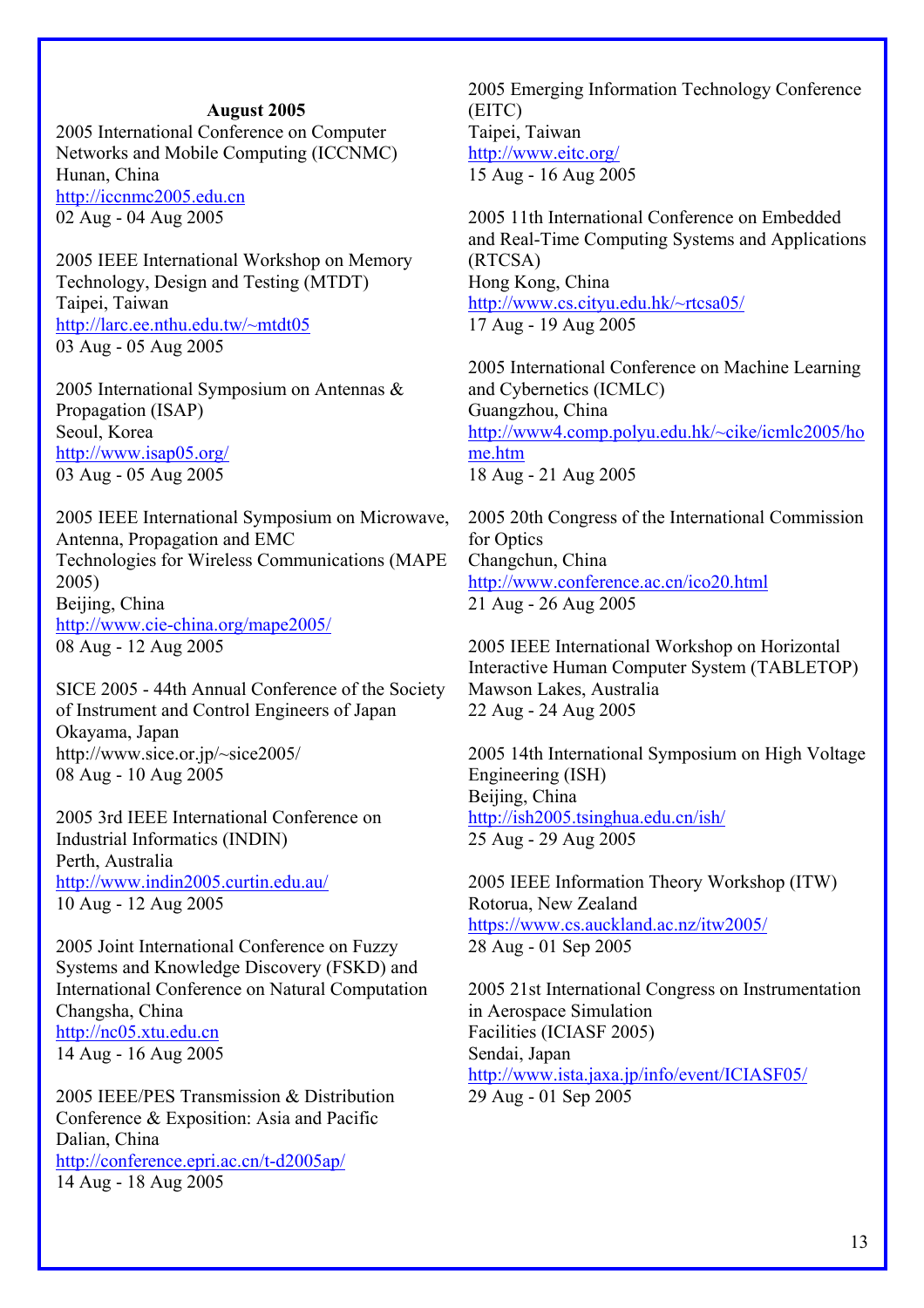**August 2005**

2005 International Conference on Computer Networks and Mobile Computing (ICCNMC)
Hunan, China
http://iccnmc2005.edu.cn
02 Aug - 04 Aug 2005

2005 IEEE International Workshop on Memory Technology, Design and Testing (MTDT)
Taipei, Taiwan
http://larc.ee.nthu.edu.tw/~mtdt05
03 Aug - 05 Aug 2005

2005 International Symposium on Antennas & Propagation (ISAP)
Seoul, Korea
http://www.isap05.org/
03 Aug - 05 Aug 2005

2005 IEEE International Symposium on Microwave, Antenna, Propagation and EMC Technologies for Wireless Communications (MAPE 2005)
Beijing, China
http://www.cie-china.org/mape2005/
08 Aug - 12 Aug 2005

SICE 2005 - 44th Annual Conference of the Society of Instrument and Control Engineers of Japan
Okayama, Japan
http://www.sice.or.jp/~sice2005/
08 Aug - 10 Aug 2005

2005 3rd IEEE International Conference on Industrial Informatics (INDIN)
Perth, Australia
http://www.indin2005.curtin.edu.au/
10 Aug - 12 Aug 2005

2005 Joint International Conference on Fuzzy Systems and Knowledge Discovery (FSKD) and International Conference on Natural Computation
Changsha, China
http://nc05.xtu.edu.cn
14 Aug - 16 Aug 2005

2005 IEEE/PES Transmission & Distribution Conference & Exposition: Asia and Pacific
Dalian, China
http://conference.epri.ac.cn/t-d2005ap/
14 Aug - 18 Aug 2005

2005 Emerging Information Technology Conference (EITC)
Taipei, Taiwan
http://www.eitc.org/
15 Aug - 16 Aug 2005

2005 11th International Conference on Embedded and Real-Time Computing Systems and Applications (RTCSA)
Hong Kong, China
http://www.cs.cityu.edu.hk/~rtcsa05/
17 Aug - 19 Aug 2005

2005 International Conference on Machine Learning and Cybernetics (ICMLC)
Guangzhou, China
http://www4.comp.polyu.edu.hk/~cike/icmlc2005/home.htm
18 Aug - 21 Aug 2005

2005 20th Congress of the International Commission for Optics
Changchun, China
http://www.conference.ac.cn/ico20.html
21 Aug - 26 Aug 2005

2005 IEEE International Workshop on Horizontal Interactive Human Computer System (TABLETOP)
Mawson Lakes, Australia
22 Aug - 24 Aug 2005

2005 14th International Symposium on High Voltage Engineering (ISH)
Beijing, China
http://ish2005.tsinghua.edu.cn/ish/
25 Aug - 29 Aug 2005

2005 IEEE Information Theory Workshop (ITW)
Rotorua, New Zealand
https://www.cs.auckland.ac.nz/itw2005/
28 Aug - 01 Sep 2005

2005 21st International Congress on Instrumentation in Aerospace Simulation Facilities (ICIASF 2005)
Sendai, Japan
http://www.ista.jaxa.jp/info/event/ICIASF05/
29 Aug - 01 Sep 2005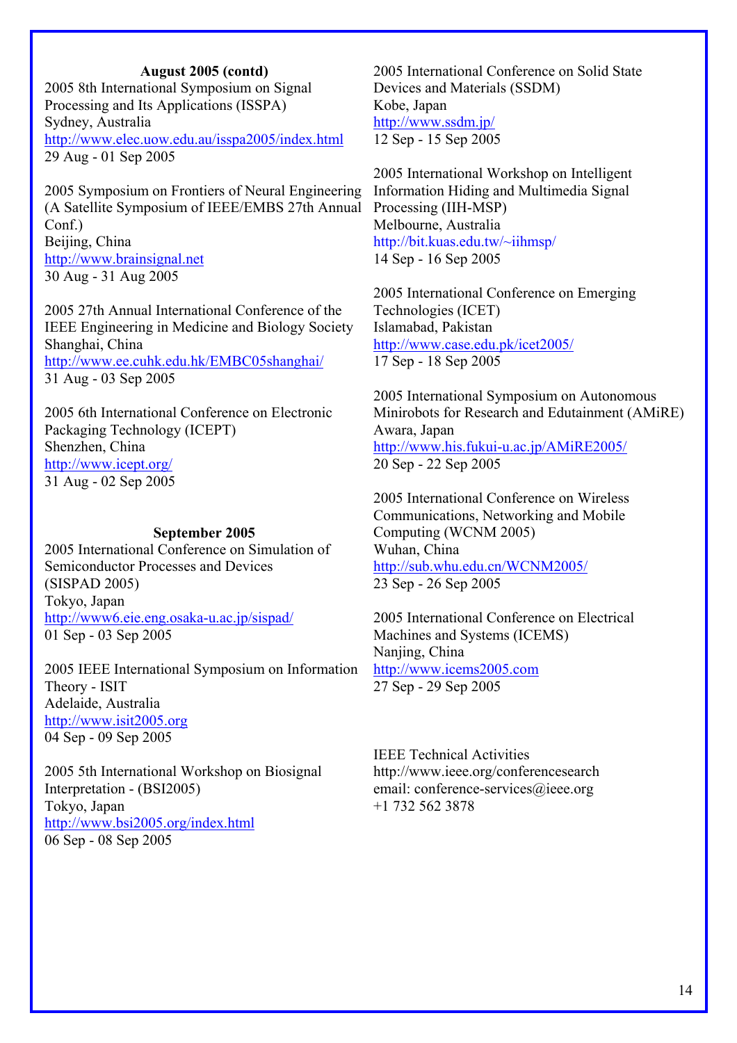**August 2005 (contd)**

2005 8th International Symposium on Signal Processing and Its Applications (ISSPA)
Sydney, Australia
http://www.elec.uow.edu.au/isspa2005/index.html
29 Aug - 01 Sep 2005

2005 Symposium on Frontiers of Neural Engineering (A Satellite Symposium of IEEE/EMBS 27th Annual Conf.)
Beijing, China
http://www.brainsignal.net
30 Aug - 31 Aug 2005

2005 27th Annual International Conference of the IEEE Engineering in Medicine and Biology Society
Shanghai, China
http://www.ee.cuhk.edu.hk/EMBC05shanghai/
31 Aug - 03 Sep 2005

2005 6th International Conference on Electronic Packaging Technology (ICEPT)
Shenzhen, China
http://www.icept.org/
31 Aug - 02 Sep 2005

**September 2005**

2005 International Conference on Simulation of Semiconductor Processes and Devices (SISPAD 2005)
Tokyo, Japan
http://www6.eie.eng.osaka-u.ac.jp/sispad/
01 Sep - 03 Sep 2005

2005 IEEE International Symposium on Information Theory - ISIT
Adelaide, Australia
http://www.isit2005.org
04 Sep - 09 Sep 2005

2005 5th International Workshop on Biosignal Interpretation - (BSI2005)
Tokyo, Japan
http://www.bsi2005.org/index.html
06 Sep - 08 Sep 2005

2005 International Conference on Solid State Devices and Materials (SSDM)
Kobe, Japan
http://www.ssdm.jp/
12 Sep - 15 Sep 2005

2005 International Workshop on Intelligent Information Hiding and Multimedia Signal Processing (IIH-MSP)
Melbourne, Australia
http://bit.kuas.edu.tw/~iihmsp/
14 Sep - 16 Sep 2005

2005 International Conference on Emerging Technologies (ICET)
Islamabad, Pakistan
http://www.case.edu.pk/icet2005/
17 Sep - 18 Sep 2005

2005 International Symposium on Autonomous Minirobots for Research and Edutainment (AMiRE)
Awara, Japan
http://www.his.fukui-u.ac.jp/AMiRE2005/
20 Sep - 22 Sep 2005

2005 International Conference on Wireless Communications, Networking and Mobile Computing (WCNM 2005)
Wuhan, China
http://sub.whu.edu.cn/WCNM2005/
23 Sep - 26 Sep 2005

2005 International Conference on Electrical Machines and Systems (ICEMS)
Nanjing, China
http://www.icems2005.com
27 Sep - 29 Sep 2005

IEEE Technical Activities
http://www.ieee.org/conferencesearch
email: conference-services@ieee.org
+1 732 562 3878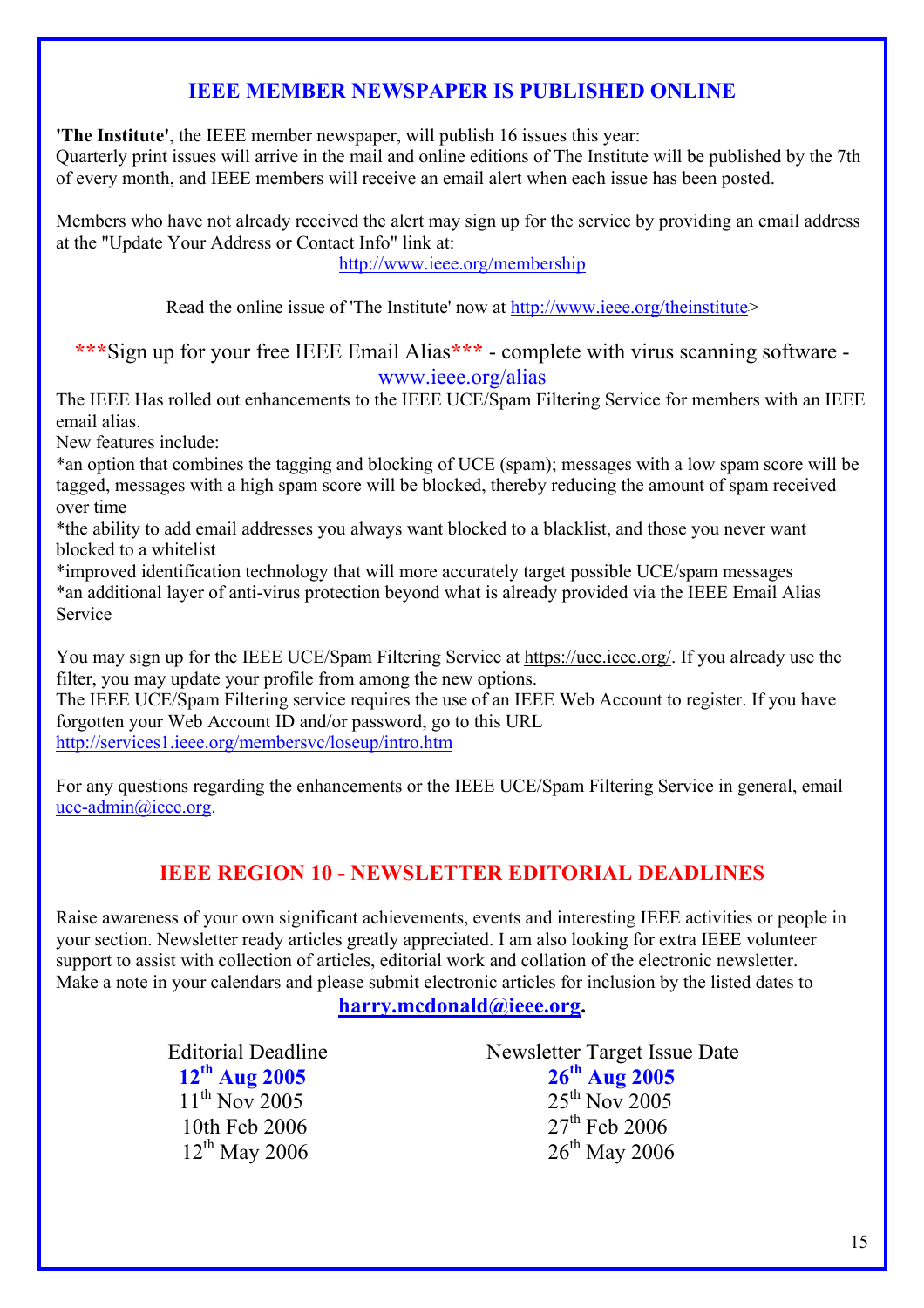## IEEE MEMBER NEWSPAPER IS PUBLISHED ONLINE

**'The Institute'**, the IEEE member newspaper, will publish 16 issues this year:
Quarterly print issues will arrive in the mail and online editions of The Institute will be published by the 7th of every month, and IEEE members will receive an email alert when each issue has been posted.

Members who have not already received the alert may sign up for the service by providing an email address at the "Update Your Address or Contact Info" link at:

http://www.ieee.org/membership

Read the online issue of 'The Institute' now at http://www.ieee.org/theinstitute>

***Sign up for your free IEEE Email Alias*** - complete with virus scanning software - www.ieee.org/alias

The IEEE Has rolled out enhancements to the IEEE UCE/Spam Filtering Service for members with an IEEE email alias.
New features include:
*an option that combines the tagging and blocking of UCE (spam); messages with a low spam score will be tagged, messages with a high spam score will be blocked, thereby reducing the amount of spam received over time
*the ability to add email addresses you always want blocked to a blacklist, and those you never want blocked to a whitelist
*improved identification technology that will more accurately target possible UCE/spam messages
*an additional layer of anti-virus protection beyond what is already provided via the IEEE Email Alias Service

You may sign up for the IEEE UCE/Spam Filtering Service at https://uce.ieee.org/. If you already use the filter, you may update your profile from among the new options.
The IEEE UCE/Spam Filtering service requires the use of an IEEE Web Account to register. If you have forgotten your Web Account ID and/or password, go to this URL
http://services1.ieee.org/membersvc/loseup/intro.htm

For any questions regarding the enhancements or the IEEE UCE/Spam Filtering Service in general, email uce-admin@ieee.org.

## IEEE REGION 10 - NEWSLETTER EDITORIAL DEADLINES

Raise awareness of your own significant achievements, events and interesting IEEE activities or people in your section. Newsletter ready articles greatly appreciated. I am also looking for extra IEEE volunteer support to assist with collection of articles, editorial work and collation of the electronic newsletter.
Make a note in your calendars and please submit electronic articles for inclusion by the listed dates to **harry.mcdonald@ieee.org**.

| Editorial Deadline | Newsletter Target Issue Date |
| --- | --- |
| **12th Aug 2005** | **26th Aug 2005** |
| 11th Nov 2005 | 25th Nov 2005 |
| 10th Feb 2006 | 27th Feb 2006 |
| 12th May 2006 | 26th May 2006 |